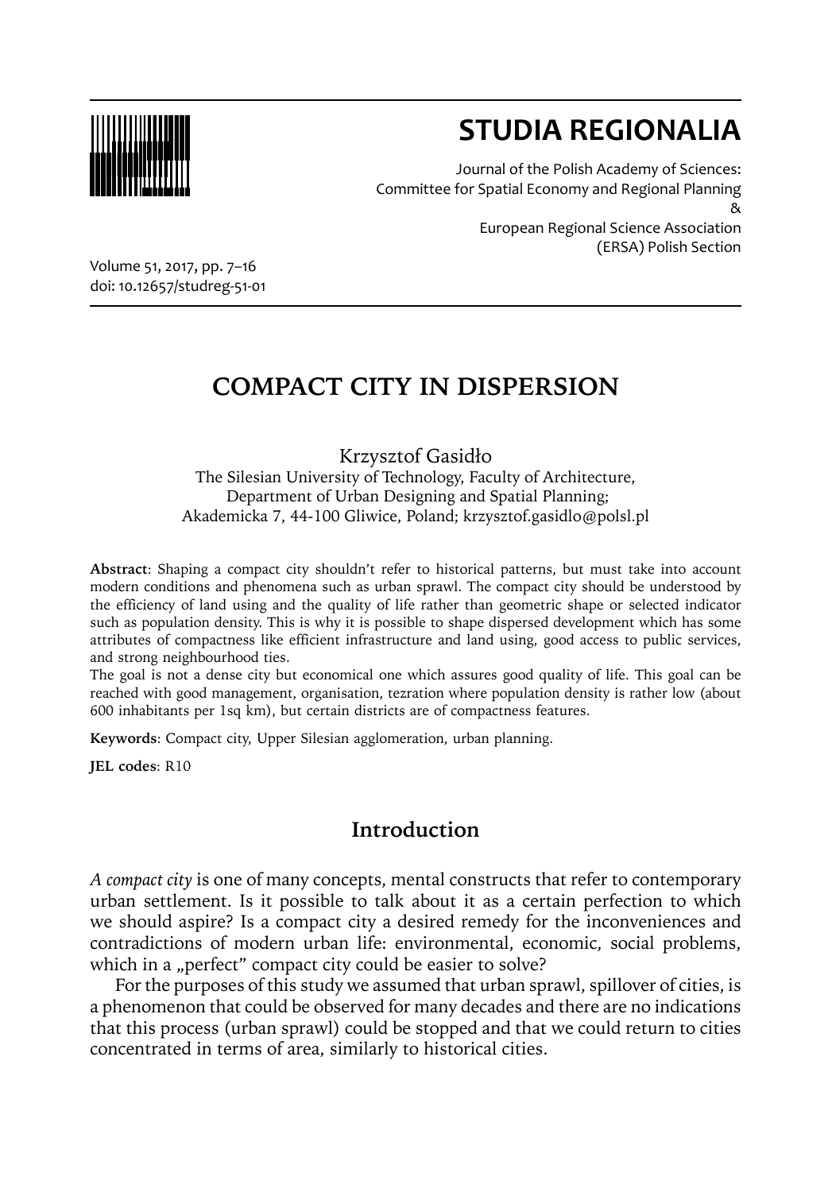# STUDIA REGIONALIA

Journal of the Polish Academy of Sciences:
Committee for Spatial Economy and Regional Planning
&
European Regional Science Association
(ERSA) Polish Section

Volume 51, 2017, pp. 7–16
doi: 10.12657/studreg-51-01

## COMPACT CITY IN DISPERSION

Krzysztof Gasidło

The Silesian University of Technology, Faculty of Architecture,
Department of Urban Designing and Spatial Planning;
Akademicka 7, 44-100 Gliwice, Poland; krzysztof.gasidlo@polsl.pl

**Abstract**: Shaping a compact city shouldn't refer to historical patterns, but must take into account modern conditions and phenomena such as urban sprawl. The compact city should be understood by the efficiency of land using and the quality of life rather than geometric shape or selected indicator such as population density. This is why it is possible to shape dispersed development which has some attributes of compactness like efficient infrastructure and land using, good access to public services, and strong neighbourhood ties.

The goal is not a dense city but economical one which assures good quality of life. This goal can be reached with good management, organisation, tezration where population density is rather low (about 600 inhabitants per 1sq km), but certain districts are of compactness features.

**Keywords**: Compact city, Upper Silesian agglomeration, urban planning.

**JEL codes**: R10

## Introduction

*A compact city* is one of many concepts, mental constructs that refer to contemporary urban settlement. Is it possible to talk about it as a certain perfection to which we should aspire? Is a compact city a desired remedy for the inconveniences and contradictions of modern urban life: environmental, economic, social problems, which in a „perfect" compact city could be easier to solve?

For the purposes of this study we assumed that urban sprawl, spillover of cities, is a phenomenon that could be observed for many decades and there are no indications that this process (urban sprawl) could be stopped and that we could return to cities concentrated in terms of area, similarly to historical cities.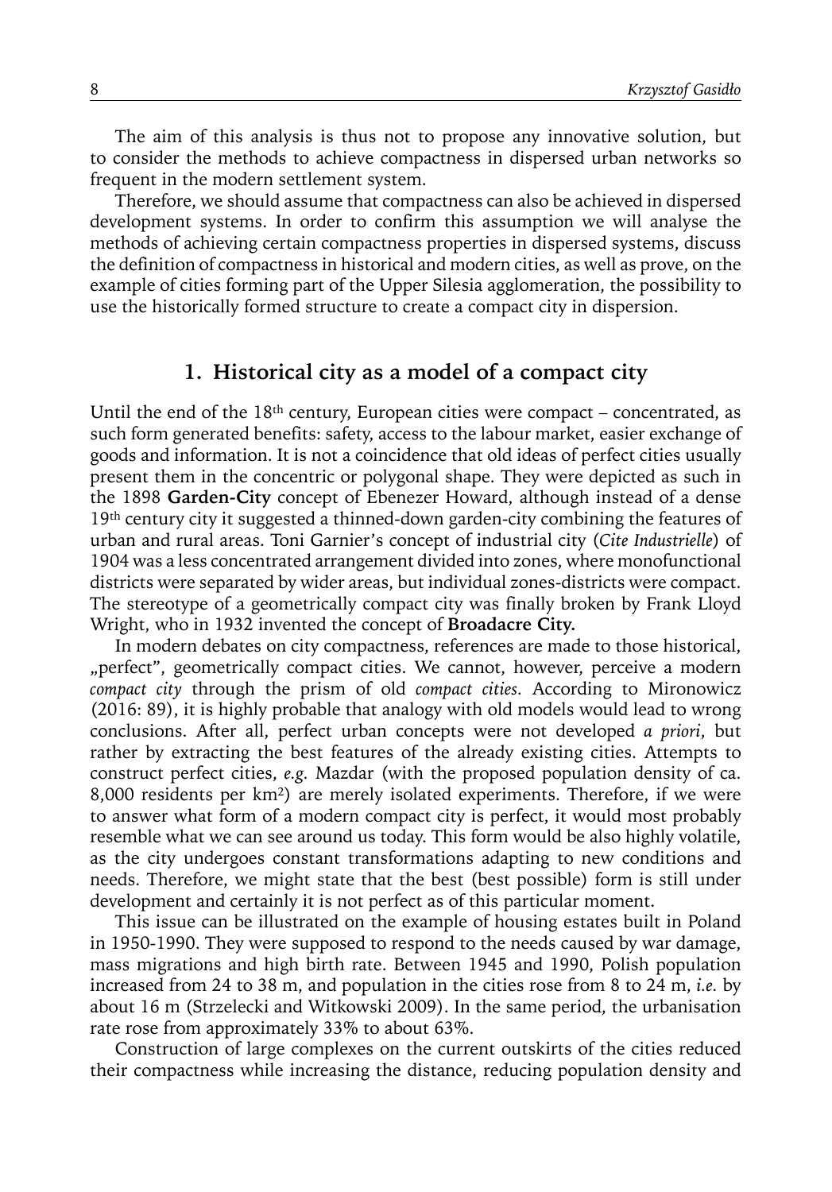The aim of this analysis is thus not to propose any innovative solution, but to consider the methods to achieve compactness in dispersed urban networks so frequent in the modern settlement system.

Therefore, we should assume that compactness can also be achieved in dispersed development systems. In order to confirm this assumption we will analyse the methods of achieving certain compactness properties in dispersed systems, discuss the definition of compactness in historical and modern cities, as well as prove, on the example of cities forming part of the Upper Silesia agglomeration, the possibility to use the historically formed structure to create a compact city in dispersion.

## 1. Historical city as a model of a compact city

Until the end of the 18th century, European cities were compact – concentrated, as such form generated benefits: safety, access to the labour market, easier exchange of goods and information. It is not a coincidence that old ideas of perfect cities usually present them in the concentric or polygonal shape. They were depicted as such in the 1898 **Garden-City** concept of Ebenezer Howard, although instead of a dense 19th century city it suggested a thinned-down garden-city combining the features of urban and rural areas. Toni Garnier's concept of industrial city (*Cite Industrielle*) of 1904 was a less concentrated arrangement divided into zones, where monofunctional districts were separated by wider areas, but individual zones-districts were compact. The stereotype of a geometrically compact city was finally broken by Frank Lloyd Wright, who in 1932 invented the concept of **Broadacre City.**

In modern debates on city compactness, references are made to those historical, „perfect", geometrically compact cities. We cannot, however, perceive a modern *compact city* through the prism of old *compact cities*. According to Mironowicz (2016: 89), it is highly probable that analogy with old models would lead to wrong conclusions. After all, perfect urban concepts were not developed *a priori*, but rather by extracting the best features of the already existing cities. Attempts to construct perfect cities, *e.g.* Mazdar (with the proposed population density of ca. 8,000 residents per km$^2$) are merely isolated experiments. Therefore, if we were to answer what form of a modern compact city is perfect, it would most probably resemble what we can see around us today. This form would be also highly volatile, as the city undergoes constant transformations adapting to new conditions and needs. Therefore, we might state that the best (best possible) form is still under development and certainly it is not perfect as of this particular moment.

This issue can be illustrated on the example of housing estates built in Poland in 1950-1990. They were supposed to respond to the needs caused by war damage, mass migrations and high birth rate. Between 1945 and 1990, Polish population increased from 24 to 38 m, and population in the cities rose from 8 to 24 m, *i.e.* by about 16 m (Strzelecki and Witkowski 2009). In the same period, the urbanisation rate rose from approximately 33% to about 63%.

Construction of large complexes on the current outskirts of the cities reduced their compactness while increasing the distance, reducing population density and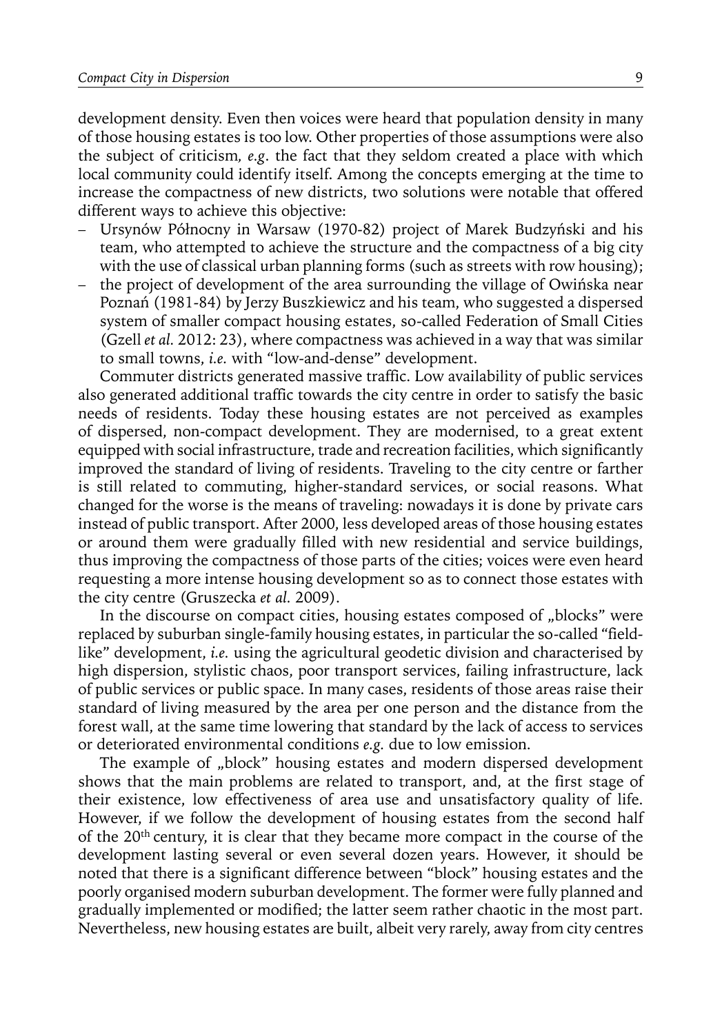development density. Even then voices were heard that population density in many of those housing estates is too low. Other properties of those assumptions were also the subject of criticism, *e.g*. the fact that they seldom created a place with which local community could identify itself. Among the concepts emerging at the time to increase the compactness of new districts, two solutions were notable that offered different ways to achieve this objective:

- Ursynów Północny in Warsaw (1970-82) project of Marek Budzyński and his team, who attempted to achieve the structure and the compactness of a big city with the use of classical urban planning forms (such as streets with row housing);
- the project of development of the area surrounding the village of Owińska near Poznań (1981-84) by Jerzy Buszkiewicz and his team, who suggested a dispersed system of smaller compact housing estates, so-called Federation of Small Cities (Gzell *et al.* 2012: 23), where compactness was achieved in a way that was similar to small towns, *i.e.* with "low-and-dense" development.

Commuter districts generated massive traffic. Low availability of public services also generated additional traffic towards the city centre in order to satisfy the basic needs of residents. Today these housing estates are not perceived as examples of dispersed, non-compact development. They are modernised, to a great extent equipped with social infrastructure, trade and recreation facilities, which significantly improved the standard of living of residents. Traveling to the city centre or farther is still related to commuting, higher-standard services, or social reasons. What changed for the worse is the means of traveling: nowadays it is done by private cars instead of public transport. After 2000, less developed areas of those housing estates or around them were gradually filled with new residential and service buildings, thus improving the compactness of those parts of the cities; voices were even heard requesting a more intense housing development so as to connect those estates with the city centre (Gruszecka *et al.* 2009).

In the discourse on compact cities, housing estates composed of „blocks" were replaced by suburban single-family housing estates, in particular the so-called "field-like" development, *i.e.* using the agricultural geodetic division and characterised by high dispersion, stylistic chaos, poor transport services, failing infrastructure, lack of public services or public space. In many cases, residents of those areas raise their standard of living measured by the area per one person and the distance from the forest wall, at the same time lowering that standard by the lack of access to services or deteriorated environmental conditions *e.g.* due to low emission.

The example of „block" housing estates and modern dispersed development shows that the main problems are related to transport, and, at the first stage of their existence, low effectiveness of area use and unsatisfactory quality of life. However, if we follow the development of housing estates from the second half of the 20th century, it is clear that they became more compact in the course of the development lasting several or even several dozen years. However, it should be noted that there is a significant difference between "block" housing estates and the poorly organised modern suburban development. The former were fully planned and gradually implemented or modified; the latter seem rather chaotic in the most part. Nevertheless, new housing estates are built, albeit very rarely, away from city centres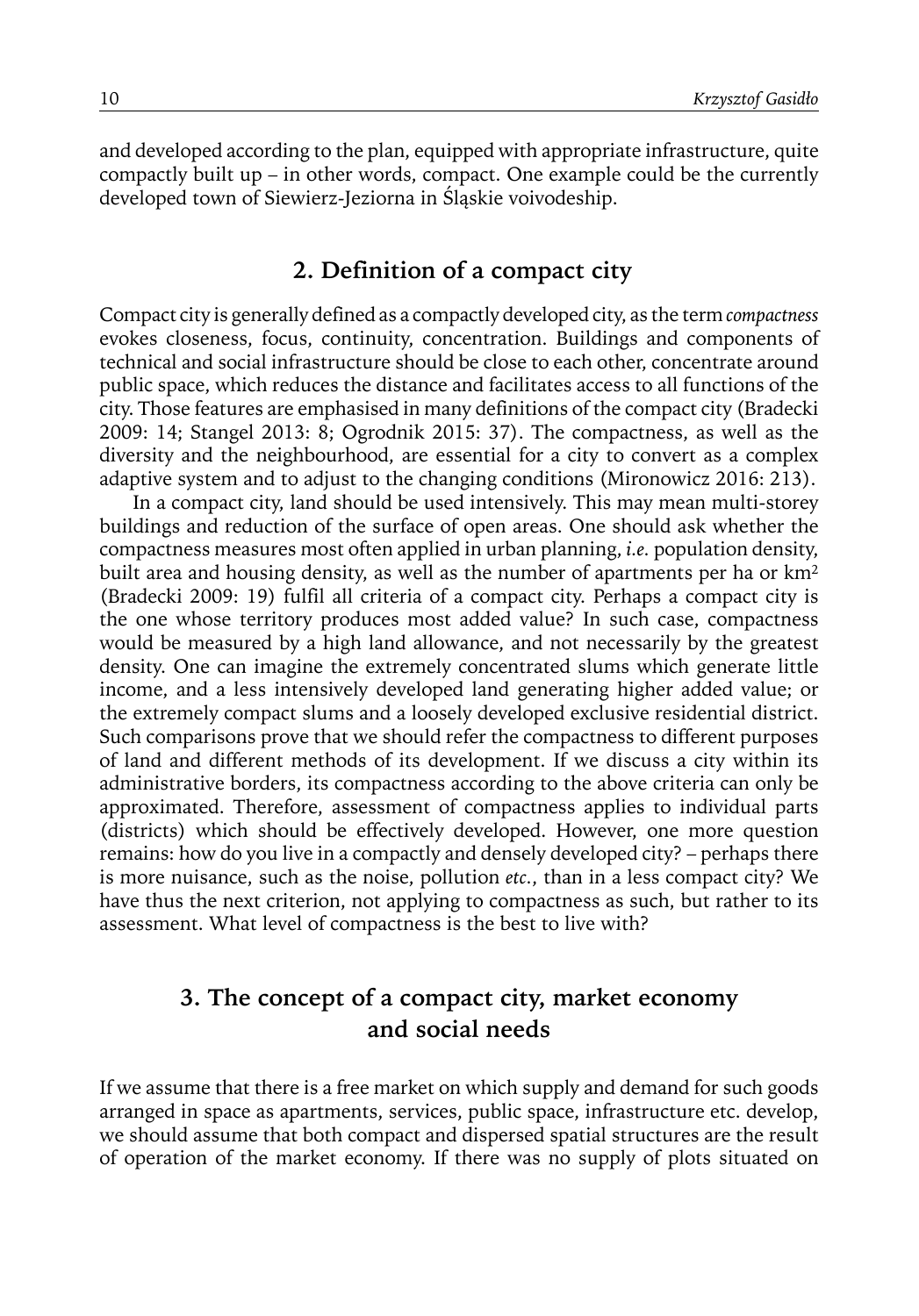and developed according to the plan, equipped with appropriate infrastructure, quite compactly built up – in other words, compact. One example could be the currently developed town of Siewierz-Jeziorna in Śląskie voivodeship.

## 2. Definition of a compact city

Compact city is generally defined as a compactly developed city, as the term *compactness* evokes closeness, focus, continuity, concentration. Buildings and components of technical and social infrastructure should be close to each other, concentrate around public space, which reduces the distance and facilitates access to all functions of the city. Those features are emphasised in many definitions of the compact city (Bradecki 2009: 14; Stangel 2013: 8; Ogrodnik 2015: 37). The compactness, as well as the diversity and the neighbourhood, are essential for a city to convert as a complex adaptive system and to adjust to the changing conditions (Mironowicz 2016: 213).

In a compact city, land should be used intensively. This may mean multi-storey buildings and reduction of the surface of open areas. One should ask whether the compactness measures most often applied in urban planning, *i.e.* population density, built area and housing density, as well as the number of apartments per ha or km$^2$ (Bradecki 2009: 19) fulfil all criteria of a compact city. Perhaps a compact city is the one whose territory produces most added value? In such case, compactness would be measured by a high land allowance, and not necessarily by the greatest density. One can imagine the extremely concentrated slums which generate little income, and a less intensively developed land generating higher added value; or the extremely compact slums and a loosely developed exclusive residential district. Such comparisons prove that we should refer the compactness to different purposes of land and different methods of its development. If we discuss a city within its administrative borders, its compactness according to the above criteria can only be approximated. Therefore, assessment of compactness applies to individual parts (districts) which should be effectively developed. However, one more question remains: how do you live in a compactly and densely developed city? – perhaps there is more nuisance, such as the noise, pollution *etc.*, than in a less compact city? We have thus the next criterion, not applying to compactness as such, but rather to its assessment. What level of compactness is the best to live with?

## 3. The concept of a compact city, market economy and social needs

If we assume that there is a free market on which supply and demand for such goods arranged in space as apartments, services, public space, infrastructure etc. develop, we should assume that both compact and dispersed spatial structures are the result of operation of the market economy. If there was no supply of plots situated on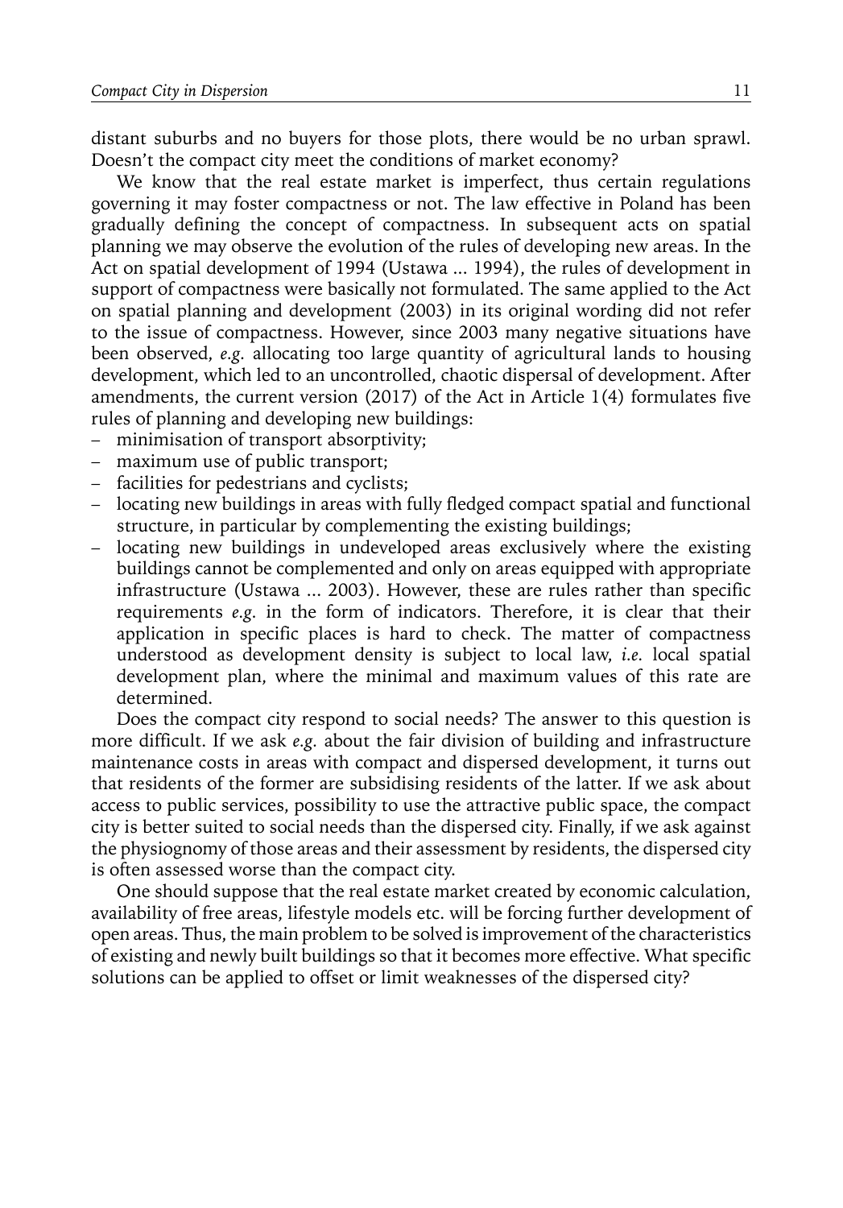distant suburbs and no buyers for those plots, there would be no urban sprawl. Doesn't the compact city meet the conditions of market economy?

We know that the real estate market is imperfect, thus certain regulations governing it may foster compactness or not. The law effective in Poland has been gradually defining the concept of compactness. In subsequent acts on spatial planning we may observe the evolution of the rules of developing new areas. In the Act on spatial development of 1994 (Ustawa ... 1994), the rules of development in support of compactness were basically not formulated. The same applied to the Act on spatial planning and development (2003) in its original wording did not refer to the issue of compactness. However, since 2003 many negative situations have been observed, *e.g.* allocating too large quantity of agricultural lands to housing development, which led to an uncontrolled, chaotic dispersal of development. After amendments, the current version (2017) of the Act in Article 1(4) formulates five rules of planning and developing new buildings:

- minimisation of transport absorptivity;
- maximum use of public transport;
- facilities for pedestrians and cyclists;
- locating new buildings in areas with fully fledged compact spatial and functional structure, in particular by complementing the existing buildings;
- locating new buildings in undeveloped areas exclusively where the existing buildings cannot be complemented and only on areas equipped with appropriate infrastructure (Ustawa ... 2003). However, these are rules rather than specific requirements *e.g.* in the form of indicators. Therefore, it is clear that their application in specific places is hard to check. The matter of compactness understood as development density is subject to local law, *i.e.* local spatial development plan, where the minimal and maximum values of this rate are determined.

Does the compact city respond to social needs? The answer to this question is more difficult. If we ask *e.g.* about the fair division of building and infrastructure maintenance costs in areas with compact and dispersed development, it turns out that residents of the former are subsidising residents of the latter. If we ask about access to public services, possibility to use the attractive public space, the compact city is better suited to social needs than the dispersed city. Finally, if we ask against the physiognomy of those areas and their assessment by residents, the dispersed city is often assessed worse than the compact city.

One should suppose that the real estate market created by economic calculation, availability of free areas, lifestyle models etc. will be forcing further development of open areas. Thus, the main problem to be solved is improvement of the characteristics of existing and newly built buildings so that it becomes more effective. What specific solutions can be applied to offset or limit weaknesses of the dispersed city?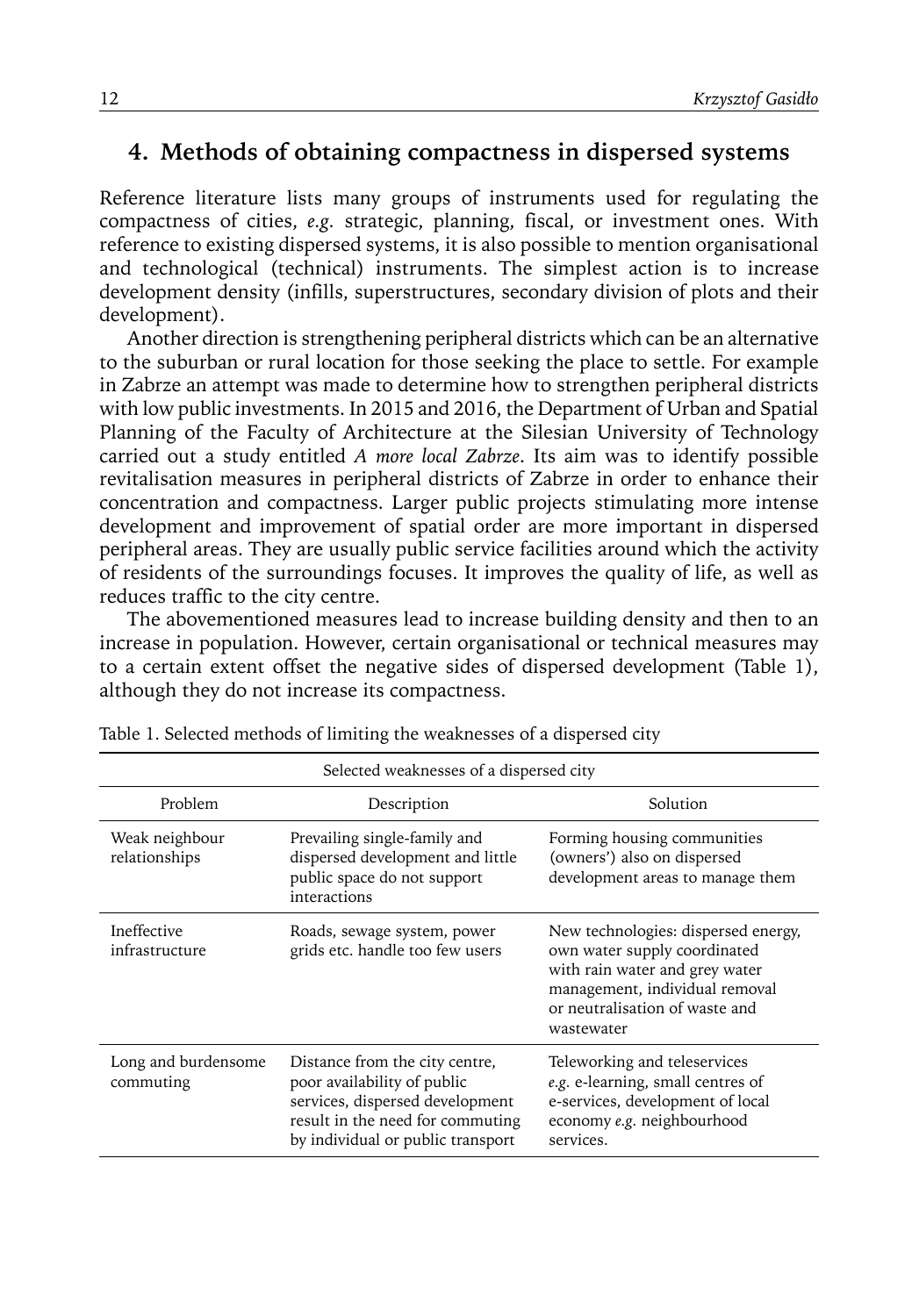## 4. Methods of obtaining compactness in dispersed systems

Reference literature lists many groups of instruments used for regulating the compactness of cities, *e.g.* strategic, planning, fiscal, or investment ones. With reference to existing dispersed systems, it is also possible to mention organisational and technological (technical) instruments. The simplest action is to increase development density (infills, superstructures, secondary division of plots and their development).

Another direction is strengthening peripheral districts which can be an alternative to the suburban or rural location for those seeking the place to settle. For example in Zabrze an attempt was made to determine how to strengthen peripheral districts with low public investments. In 2015 and 2016, the Department of Urban and Spatial Planning of the Faculty of Architecture at the Silesian University of Technology carried out a study entitled *A more local Zabrze*. Its aim was to identify possible revitalisation measures in peripheral districts of Zabrze in order to enhance their concentration and compactness. Larger public projects stimulating more intense development and improvement of spatial order are more important in dispersed peripheral areas. They are usually public service facilities around which the activity of residents of the surroundings focuses. It improves the quality of life, as well as reduces traffic to the city centre.

The abovementioned measures lead to increase building density and then to an increase in population. However, certain organisational or technical measures may to a certain extent offset the negative sides of dispersed development (Table 1), although they do not increase its compactness.

Table 1. Selected methods of limiting the weaknesses of a dispersed city

| Selected weaknesses of a dispersed city | | |
|---|---|---|
| Problem | Description | Solution |
| Weak neighbour relationships | Prevailing single-family and dispersed development and little public space do not support interactions | Forming housing communities (owners') also on dispersed development areas to manage them |
| Ineffective infrastructure | Roads, sewage system, power grids etc. handle too few users | New technologies: dispersed energy, own water supply coordinated with rain water and grey water management, individual removal or neutralisation of waste and wastewater |
| Long and burdensome commuting | Distance from the city centre, poor availability of public services, dispersed development result in the need for commuting by individual or public transport | Teleworking and teleservices *e.g.* e-learning, small centres of e-services, development of local economy *e.g.* neighbourhood services. |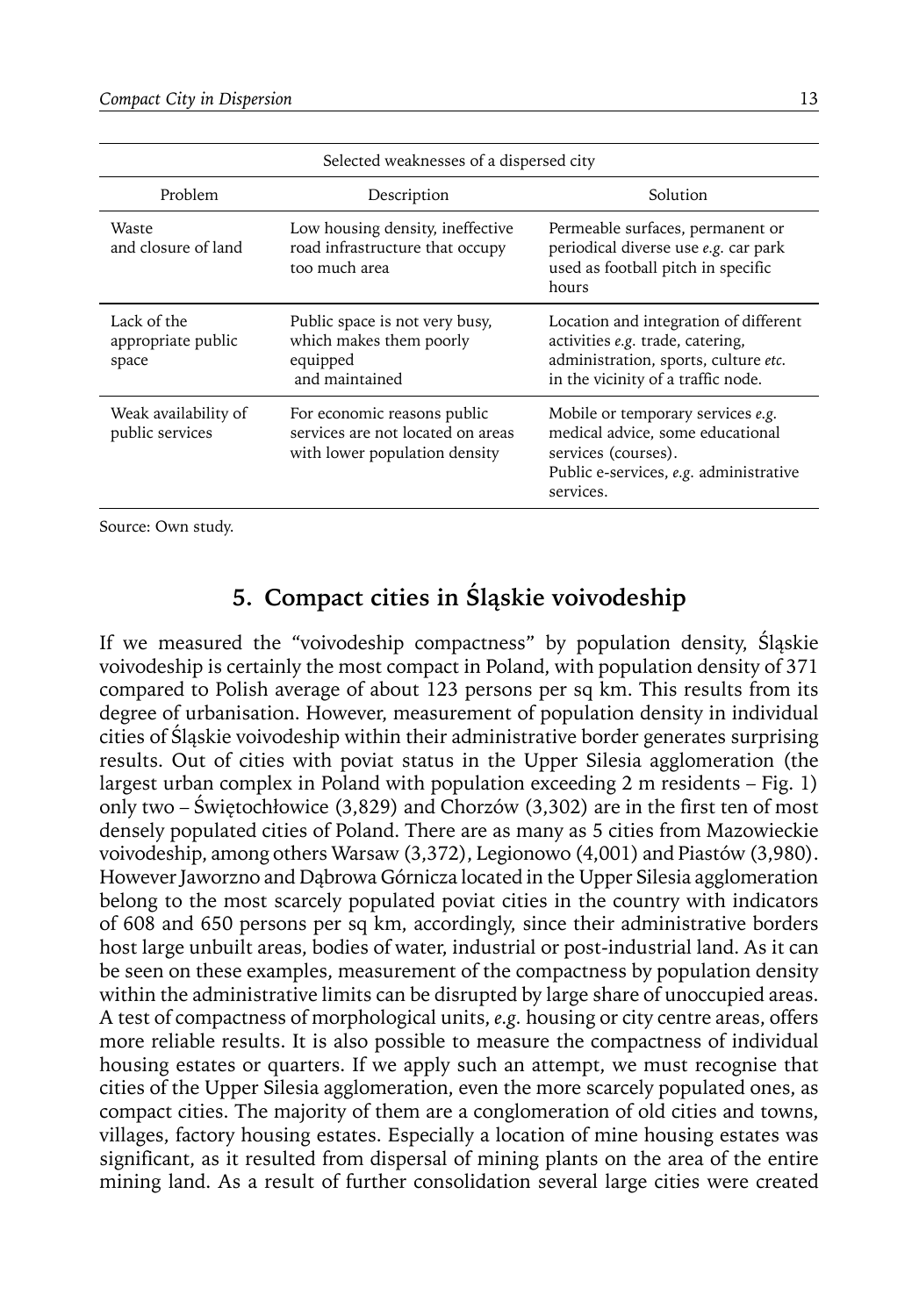| Selected weaknesses of a dispersed city | | |
|---|---|---|
| Problem | Description | Solution |
| Waste and closure of land | Low housing density, ineffective road infrastructure that occupy too much area | Permeable surfaces, permanent or periodical diverse use *e.g.* car park used as football pitch in specific hours |
| Lack of the appropriate public space | Public space is not very busy, which makes them poorly equipped and maintained | Location and integration of different activities *e.g.* trade, catering, administration, sports, culture *etc.* in the vicinity of a traffic node. |
| Weak availability of public services | For economic reasons public services are not located on areas with lower population density | Mobile or temporary services *e.g.* medical advice, some educational services (courses). Public e-services, *e.g.* administrative services. |

Source: Own study.

## 5. Compact cities in Śląskie voivodeship

If we measured the "voivodeship compactness" by population density, Śląskie voivodeship is certainly the most compact in Poland, with population density of 371 compared to Polish average of about 123 persons per sq km. This results from its degree of urbanisation. However, measurement of population density in individual cities of Śląskie voivodeship within their administrative border generates surprising results. Out of cities with poviat status in the Upper Silesia agglomeration (the largest urban complex in Poland with population exceeding 2 m residents – Fig. 1) only two – Świętochłowice (3,829) and Chorzów (3,302) are in the first ten of most densely populated cities of Poland. There are as many as 5 cities from Mazowieckie voivodeship, among others Warsaw (3,372), Legionowo (4,001) and Piastów (3,980). However Jaworzno and Dąbrowa Górnicza located in the Upper Silesia agglomeration belong to the most scarcely populated poviat cities in the country with indicators of 608 and 650 persons per sq km, accordingly, since their administrative borders host large unbuilt areas, bodies of water, industrial or post-industrial land. As it can be seen on these examples, measurement of the compactness by population density within the administrative limits can be disrupted by large share of unoccupied areas. A test of compactness of morphological units, *e.g.* housing or city centre areas, offers more reliable results. It is also possible to measure the compactness of individual housing estates or quarters. If we apply such an attempt, we must recognise that cities of the Upper Silesia agglomeration, even the more scarcely populated ones, as compact cities. The majority of them are a conglomeration of old cities and towns, villages, factory housing estates. Especially a location of mine housing estates was significant, as it resulted from dispersal of mining plants on the area of the entire mining land. As a result of further consolidation several large cities were created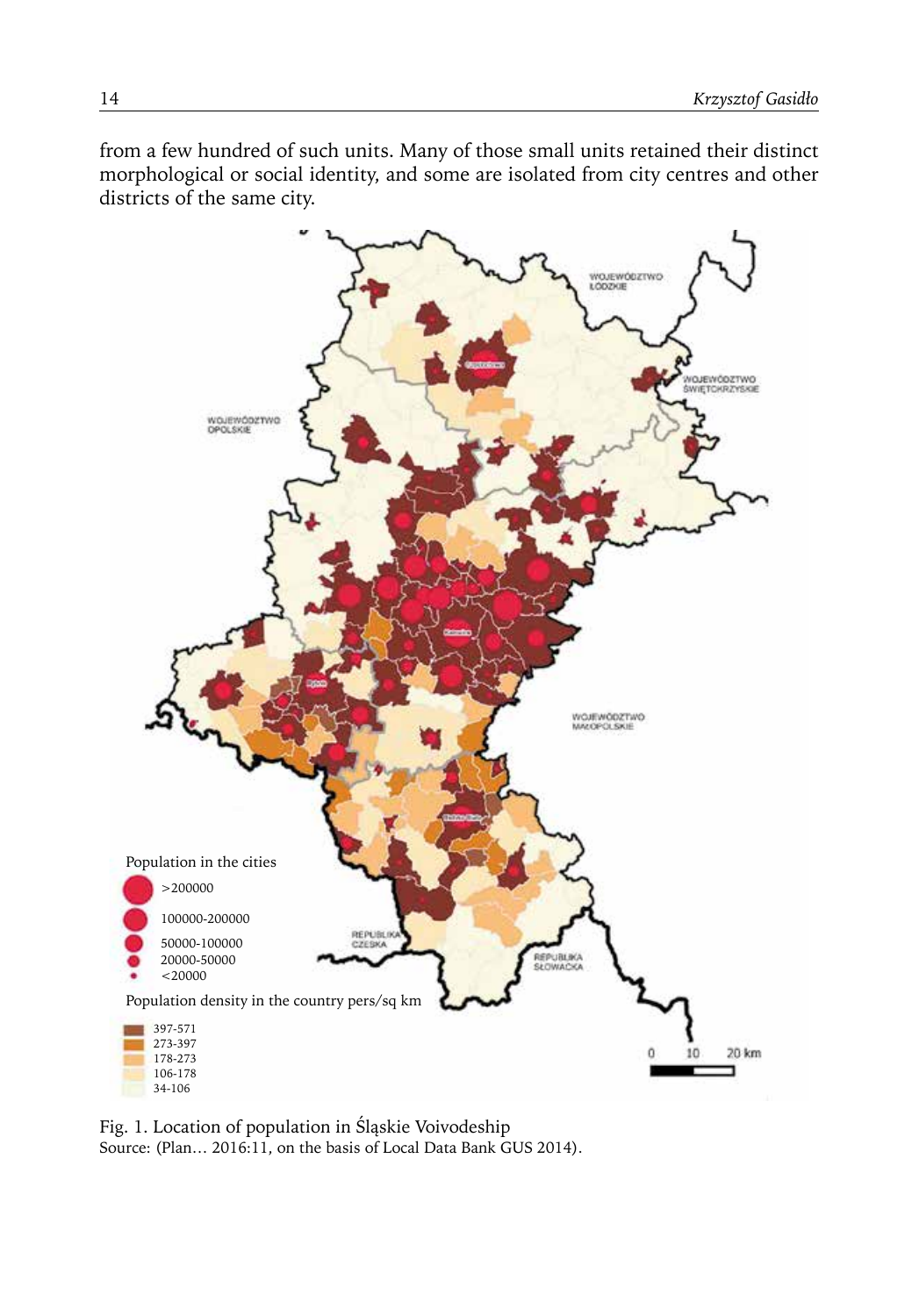from a few hundred of such units. Many of those small units retained their distinct morphological or social identity, and some are isolated from city centres and other districts of the same city.

Fig. 1. Location of population in Śląskie Voivodeship
Source: (Plan… 2016:11, on the basis of Local Data Bank GUS 2014).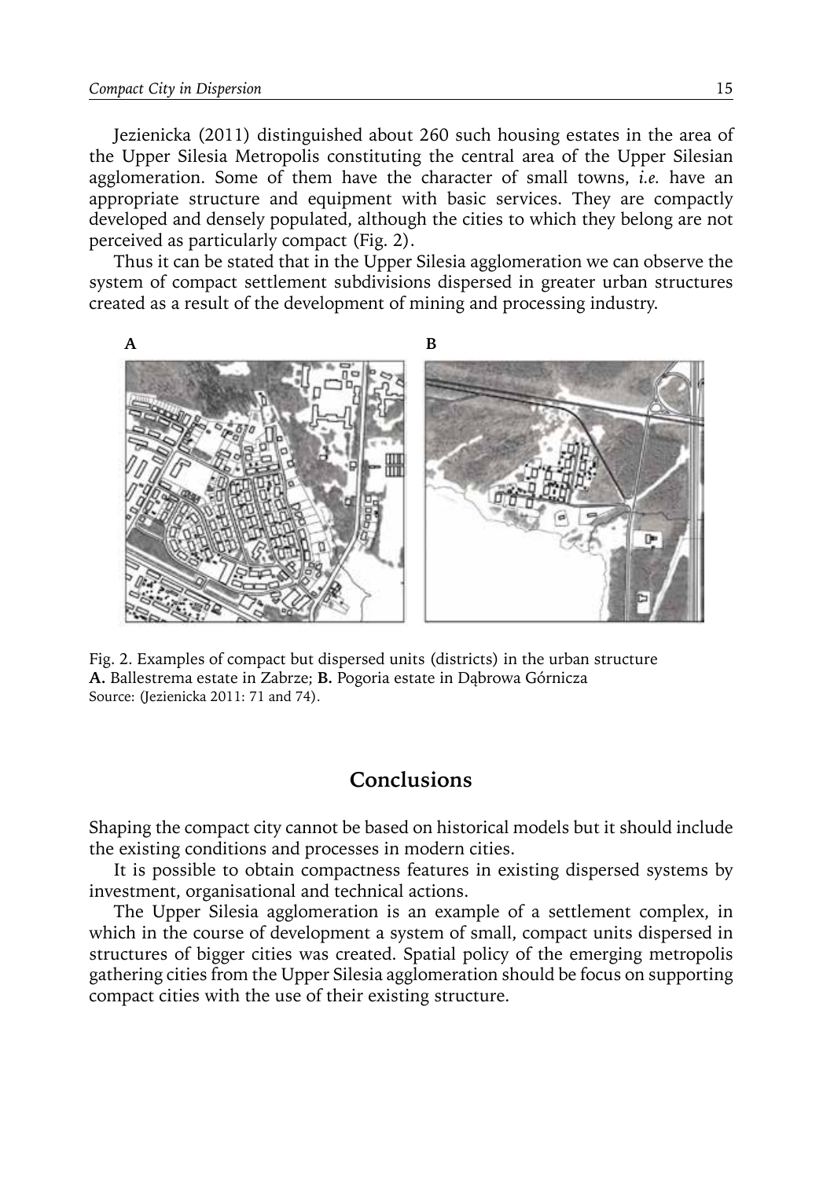Jezienicka (2011) distinguished about 260 such housing estates in the area of the Upper Silesia Metropolis constituting the central area of the Upper Silesian agglomeration. Some of them have the character of small towns, *i.e.* have an appropriate structure and equipment with basic services. They are compactly developed and densely populated, although the cities to which they belong are not perceived as particularly compact (Fig. 2).

Thus it can be stated that in the Upper Silesia agglomeration we can observe the system of compact settlement subdivisions dispersed in greater urban structures created as a result of the development of mining and processing industry.

Fig. 2. Examples of compact but dispersed units (districts) in the urban structure
**A.** Ballestrema estate in Zabrze; **B.** Pogoria estate in Dąbrowa Górnicza
Source: (Jezienicka 2011: 71 and 74).

## Conclusions

Shaping the compact city cannot be based on historical models but it should include the existing conditions and processes in modern cities.

It is possible to obtain compactness features in existing dispersed systems by investment, organisational and technical actions.

The Upper Silesia agglomeration is an example of a settlement complex, in which in the course of development a system of small, compact units dispersed in structures of bigger cities was created. Spatial policy of the emerging metropolis gathering cities from the Upper Silesia agglomeration should be focus on supporting compact cities with the use of their existing structure.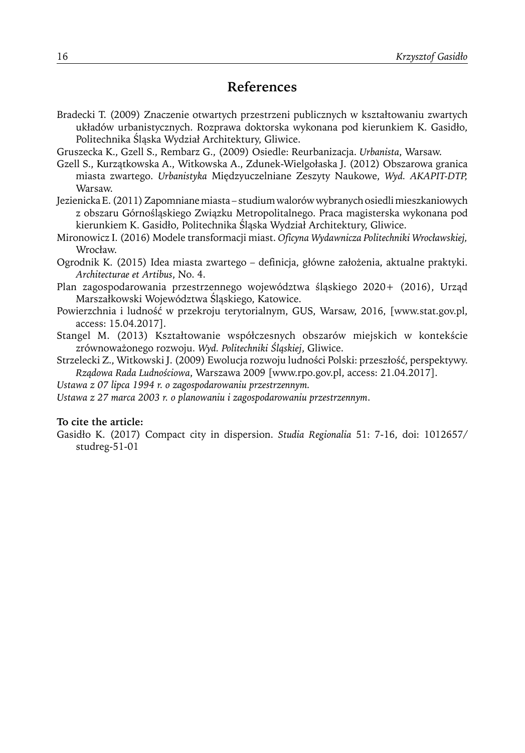## References

Bradecki T. (2009) Znaczenie otwartych przestrzeni publicznych w kształtowaniu zwartych układów urbanistycznych. Rozprawa doktorska wykonana pod kierunkiem K. Gasidło, Politechnika Śląska Wydział Architektury, Gliwice.

Gruszecka K., Gzell S., Rembarz G., (2009) Osiedle: Reurbanizacja. *Urbanista*, Warsaw.

Gzell S., Kurzątkowska A., Witkowska A., Zdunek-Wielgołaska J. (2012) Obszarowa granica miasta zwartego. *Urbanistyka* Międzyuczelniane Zeszyty Naukowe, *Wyd. AKAPIT-DTP*, Warsaw.

Jezienicka E. (2011) Zapomniane miasta – studium walorów wybranych osiedli mieszkaniowych z obszaru Górnośląskiego Związku Metropolitalnego. Praca magisterska wykonana pod kierunkiem K. Gasidło, Politechnika Śląska Wydział Architektury, Gliwice.

Mironowicz I. (2016) Modele transformacji miast. *Oficyna Wydawnicza Politechniki Wrocławskiej*, Wrocław.

Ogrodnik K. (2015) Idea miasta zwartego – definicja, główne założenia, aktualne praktyki. *Architecturae et Artibus*, No. 4.

Plan zagospodarowania przestrzennego województwa śląskiego 2020+ (2016), Urząd Marszałkowski Województwa Śląskiego, Katowice.

Powierzchnia i ludność w przekroju terytorialnym, GUS, Warsaw, 2016, [www.stat.gov.pl, access: 15.04.2017].

Stangel M. (2013) Kształtowanie współczesnych obszarów miejskich w kontekście zrównoważonego rozwoju. *Wyd. Politechniki Śląskiej*, Gliwice.

Strzelecki Z., Witkowski J. (2009) Ewolucja rozwoju ludności Polski: przeszłość, perspektywy. *Rządowa Rada Ludnościowa*, Warszawa 2009 [www.rpo.gov.pl, access: 21.04.2017].

*Ustawa z 07 lipca 1994 r. o zagospodarowaniu przestrzennym.*

*Ustawa z 27 marca 2003 r. o planowaniu i zagospodarowaniu przestrzennym.*

**To cite the article:**

Gasidło K. (2017) Compact city in dispersion. *Studia Regionalia* 51: 7-16, doi: 1012657/studreg-51-01